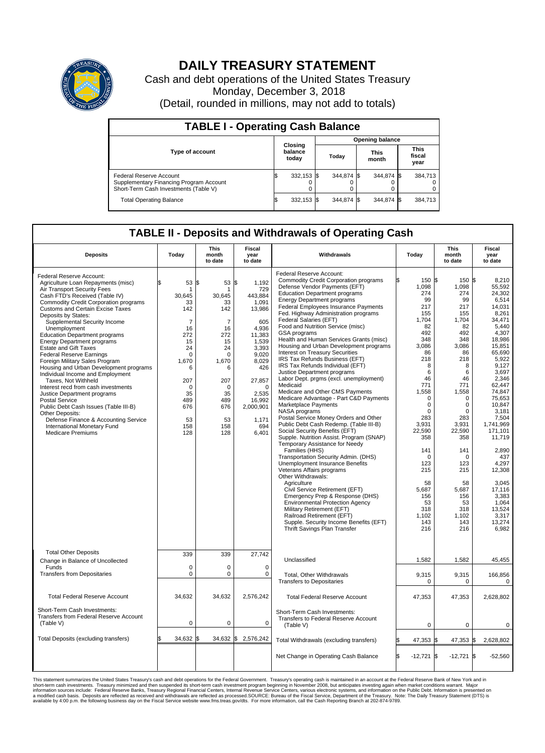# DAILY TREASURY STATEMENT

Cash and debt operations of the United States Treasury

Monday, December 3, 2018

(Detail, rounded in millions, may not add to totals)

## TABLE I - Operating Cash Balance

| Type of account | Closing balance today | Opening balance Today | Opening balance This month | Opening balance This fiscal year |
|---|---|---|---|---|
| Federal Reserve Account | $ 332,153 | $ 344,874 | $ 344,874 | $ 384,713 |
| Supplementary Financing Program Account | 0 | 0 | 0 | 0 |
| Short-Term Cash Investments (Table V) | 0 | 0 | 0 | 0 |
| Total Operating Balance | $ 332,153 | $ 344,874 | $ 344,874 | $ 384,713 |

## TABLE II - Deposits and Withdrawals of Operating Cash

| Deposits | Today | This month to date | Fiscal year to date | Withdrawals | Today | This month to date | Fiscal year to date |
|---|---|---|---|---|---|---|---|
| Federal Reserve Account: | | | | Federal Reserve Account: | | | |
| Agriculture Loan Repayments (misc) | $ 53 | $ 53 | $ 1,192 | Commodity Credit Corporation programs | $ 150 | $ 150 | $ 8,210 |
| Air Transport Security Fees | 1 | 1 | 729 | Defense Vendor Payments (EFT) | 1,098 | 1,098 | 55,592 |
| Cash FTD's Received (Table IV) | 30,645 | 30,645 | 443,884 | Education Department programs | 274 | 274 | 24,302 |
| Commodity Credit Corporation programs | 33 | 33 | 1,091 | Energy Department programs | 99 | 99 | 6,514 |
| Customs and Certain Excise Taxes | 142 | 142 | 13,986 | Federal Employees Insurance Payments | 217 | 217 | 14,031 |
| Deposits by States: | | | | Fed. Highway Administration programs | 155 | 155 | 8,261 |
| Supplemental Security Income | 7 | 7 | 605 | Federal Salaries (EFT) | 1,704 | 1,704 | 34,471 |
| Unemployment | 16 | 16 | 4,936 | Food and Nutrition Service (misc) | 82 | 82 | 5,440 |
| Education Department programs | 272 | 272 | 11,383 | GSA programs | 492 | 492 | 4,307 |
| Energy Department programs | 15 | 15 | 1,539 | Health and Human Services Grants (misc) | 348 | 348 | 18,986 |
| Estate and Gift Taxes | 24 | 24 | 3,393 | Housing and Urban Development programs | 3,086 | 3,086 | 15,851 |
| Federal Reserve Earnings | 0 | 0 | 9,020 | Interest on Treasury Securities | 86 | 86 | 65,690 |
| Foreign Military Sales Program | 1,670 | 1,670 | 8,029 | IRS Tax Refunds Business (EFT) | 218 | 218 | 5,922 |
| Housing and Urban Development programs | 6 | 6 | 426 | IRS Tax Refunds Individual (EFT) | 8 | 8 | 9,127 |
| Individual Income and Employment | | | | Justice Department programs | 6 | 6 | 3,697 |
| Taxes, Not Withheld | 207 | 207 | 27,857 | Labor Dept. prgms (excl. unemployment) | 46 | 46 | 2,346 |
| Interest recd from cash investments | 0 | 0 | 0 | Medicaid | 771 | 771 | 62,447 |
| Justice Department programs | 35 | 35 | 2,535 | Medicare and Other CMS Payments | 1,558 | 1,558 | 74,847 |
| Postal Service | 489 | 489 | 16,992 | Medicare Advantage - Part C&D Payments | 0 | 0 | 75,653 |
| Public Debt Cash Issues (Table III-B) | 676 | 676 | 2,000,901 | Marketplace Payments | 0 | 0 | 10,847 |
| Other Deposits: | | | | NASA programs | 0 | 0 | 3,181 |
| Defense Finance & Accounting Service | 53 | 53 | 1,171 | Postal Service Money Orders and Other | 283 | 283 | 7,504 |
| International Monetary Fund | 158 | 158 | 694 | Public Debt Cash Redemp. (Table III-B) | 3,931 | 3,931 | 1,741,969 |
| Medicare Premiums | 128 | 128 | 6,401 | Social Security Benefits (EFT) | 22,590 | 22,590 | 171,101 |
| | | | | Supple. Nutrition Assist. Program (SNAP) | 358 | 358 | 11,719 |
| | | | | Temporary Assistance for Needy Families (HHS) | 141 | 141 | 2,890 |
| | | | | Transportation Security Admin. (DHS) | 0 | 0 | 437 |
| | | | | Unemployment Insurance Benefits | 123 | 123 | 4,297 |
| | | | | Veterans Affairs programs | 215 | 215 | 12,308 |
| | | | | Other Withdrawals: | | | |
| | | | | Agriculture | 58 | 58 | 3,045 |
| | | | | Civil Service Retirement (EFT) | 5,687 | 5,687 | 17,116 |
| | | | | Emergency Prep & Response (DHS) | 156 | 156 | 3,383 |
| | | | | Environmental Protection Agency | 53 | 53 | 1,064 |
| | | | | Military Retirement (EFT) | 318 | 318 | 13,524 |
| | | | | Railroad Retirement (EFT) | 1,102 | 1,102 | 3,317 |
| | | | | Supple. Social Security Income Benefits (EFT) | 143 | 143 | 13,274 |
| | | | | Thrift Savings Plan Transfer | 216 | 216 | 6,982 |
| Total Other Deposits | 339 | 339 | 27,742 | Unclassified | 1,582 | 1,582 | 45,455 |
| Change in Balance of Uncollected Funds | 0 | 0 | 0 | | | | |
| Transfers from Depositaries | 0 | 0 | 0 | Total, Other Withdrawals | 9,315 | 9,315 | 166,856 |
| | | | | Transfers to Depositaries | 0 | 0 | 0 |
| Total Federal Reserve Account | 34,632 | 34,632 | 2,576,242 | Total Federal Reserve Account | 47,353 | 47,353 | 2,628,802 |
| Short-Term Cash Investments: | | | | Short-Term Cash Investments: | | | |
| Transfers from Federal Reserve Account (Table V) | 0 | 0 | 0 | Transfers to Federal Reserve Account (Table V) | 0 | 0 | 0 |
| Total Deposits (excluding transfers) | $ 34,632 | $ 34,632 | $ 2,576,242 | Total Withdrawals (excluding transfers) | $ 47,353 | $ 47,353 | $ 2,628,802 |
| | | | | Net Change in Operating Cash Balance | $ -12,721 | $ -12,721 | $ -52,560 |

This statement summarizes the United States Treasury's cash and debt operations for the Federal Government. Treasury's operating cash is maintained in an account at the Federal Reserve Bank of New York and in short-term cash investments. Treasury minimized and then suspended its short-term cash investment program beginning in November 2008, but anticipates investing again when market conditions warrant. Major information sources include: Federal Reserve Banks, Treasury Regional Financial Centers, Internal Revenue Service Centers, various electronic systems, and information on the Public Debt. Information is presented on a modified cash basis. Deposits are reflected as received and withdrawals are reflected as processed.SOURCE: Bureau of the Fiscal Service, Department of the Treasury. Note: The Daily Treasury Statement (DTS) is available by 4:00 p.m. the following business day on the Fiscal Service website www.fms.treas.gov/dts. For more information, call the Cash Reporting Branch at 202-874-9789.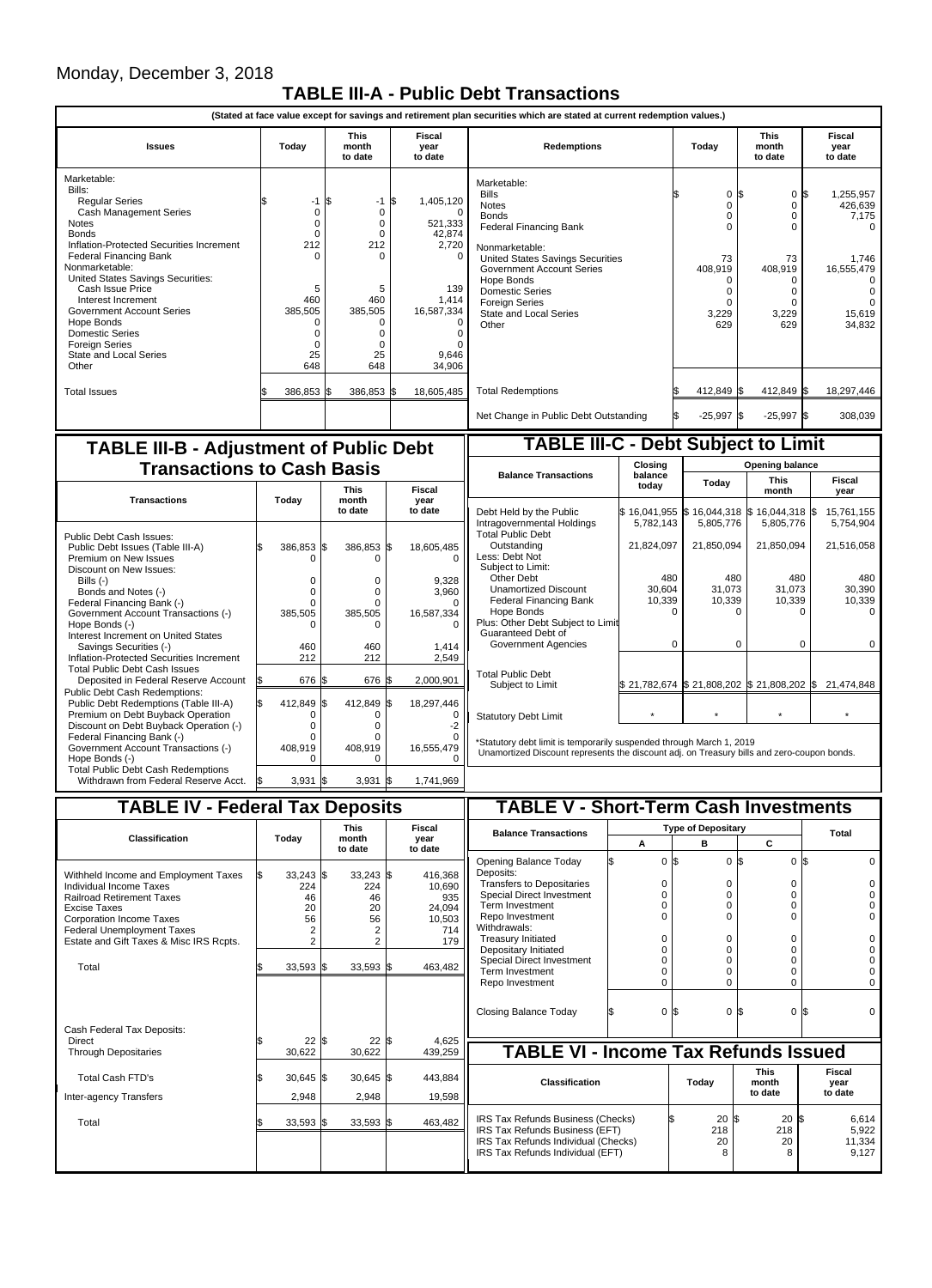Monday, December 3, 2018

# TABLE III-A - Public Debt Transactions

(Stated at face value except for savings and retirement plan securities which are stated at current redemption values.)

| Issues | Today | This month to date | Fiscal year to date |
|---|---|---|---|
| Marketable: | | | |
| Bills: | | | |
| Regular Series | $ -1 | $ -1 | $ 1,405,120 |
| Cash Management Series | 0 | 0 | 0 |
| Notes | 0 | 0 | 521,333 |
| Bonds | 0 | 0 | 42,874 |
| Inflation-Protected Securities Increment | 212 | 212 | 2,720 |
| Federal Financing Bank | 0 | 0 | 0 |
| Nonmarketable: | | | |
| United States Savings Securities: | | | |
| Cash Issue Price | 5 | 5 | 139 |
| Interest Increment | 460 | 460 | 1,414 |
| Government Account Series | 385,505 | 385,505 | 16,587,334 |
| Hope Bonds | 0 | 0 | 0 |
| Domestic Series | 0 | 0 | 0 |
| Foreign Series | 0 | 0 | 0 |
| State and Local Series | 25 | 25 | 9,646 |
| Other | 648 | 648 | 34,906 |
| Total Issues | $ 386,853 | $ 386,853 | $ 18,605,485 |

| Redemptions | Today | This month to date | Fiscal year to date |
|---|---|---|---|
| Marketable: | | | |
| Bills | $ 0 | $ 0 | $ 1,255,957 |
| Notes | 0 | 0 | 426,639 |
| Bonds | 0 | 0 | 7,175 |
| Federal Financing Bank | 0 | 0 | 0 |
| Nonmarketable: | | | |
| United States Savings Securities | 73 | 73 | 1,746 |
| Government Account Series | 408,919 | 408,919 | 16,555,479 |
| Hope Bonds | 0 | 0 | 0 |
| Domestic Series | 0 | 0 | 0 |
| Foreign Series | 0 | 0 | 0 |
| State and Local Series | 3,229 | 3,229 | 15,619 |
| Other | 629 | 629 | 34,832 |
| Total Redemptions | $ 412,849 | $ 412,849 | $ 18,297,446 |
| Net Change in Public Debt Outstanding | $ -25,997 | $ -25,997 | $ 308,039 |

# TABLE III-B - Adjustment of Public Debt Transactions to Cash Basis

| Transactions | Today | This month to date | Fiscal year to date |
|---|---|---|---|
| Public Debt Cash Issues: | | | |
| Public Debt Issues (Table III-A) | $ 386,853 | $ 386,853 | $ 18,605,485 |
| Premium on New Issues | 0 | 0 | 0 |
| Discount on New Issues: | | | |
| Bills (-) | 0 | 0 | 9,328 |
| Bonds and Notes (-) | 0 | 0 | 3,960 |
| Federal Financing Bank (-) | 0 | 0 | 0 |
| Government Account Transactions (-) | 385,505 | 385,505 | 16,587,334 |
| Hope Bonds (-) | 0 | 0 | 0 |
| Interest Increment on United States Savings Securities (-) | 460 | 460 | 1,414 |
| Inflation-Protected Securities Increment | 212 | 212 | 2,549 |
| Total Public Debt Cash Issues Deposited in Federal Reserve Account | $ 676 | $ 676 | $ 2,000,901 |
| Public Debt Cash Redemptions: | | | |
| Public Debt Redemptions (Table III-A) | $ 412,849 | $ 412,849 | $ 18,297,446 |
| Premium on Debt Buyback Operation | 0 | 0 | 0 |
| Discount on Debt Buyback Operation (-) | 0 | 0 | -2 |
| Federal Financing Bank (-) | 0 | 0 | 0 |
| Government Account Transactions (-) | 408,919 | 408,919 | 16,555,479 |
| Hope Bonds (-) | 0 | 0 | 0 |
| Total Public Debt Cash Redemptions Withdrawn from Federal Reserve Acct. | $ 3,931 | $ 3,931 | $ 1,741,969 |

# TABLE III-C - Debt Subject to Limit

| Balance Transactions | Closing balance today | Opening balance Today | Opening balance This month | Opening balance Fiscal year |
|---|---|---|---|---|
| Debt Held by the Public | $ 16,041,955 | $ 16,044,318 | $ 16,044,318 | $ 15,761,155 |
| Intragovernmental Holdings | 5,782,143 | 5,805,776 | 5,805,776 | 5,754,904 |
| Total Public Debt Outstanding | 21,824,097 | 21,850,094 | 21,850,094 | 21,516,058 |
| Less: Debt Not Subject to Limit: | | | | |
| Other Debt | 480 | 480 | 480 | 480 |
| Unamortized Discount | 30,604 | 31,073 | 31,073 | 30,390 |
| Federal Financing Bank | 10,339 | 10,339 | 10,339 | 10,339 |
| Hope Bonds | 0 | 0 | 0 | 0 |
| Plus: Other Debt Subject to Limit | | | | |
| Guaranteed Debt of Government Agencies | 0 | 0 | 0 | 0 |
| Total Public Debt Subject to Limit | $ 21,782,674 | $ 21,808,202 | $ 21,808,202 | $ 21,474,848 |
| Statutory Debt Limit | * | * | * | * |

*Statutory debt limit is temporarily suspended through March 1, 2019
Unamortized Discount represents the discount adj. on Treasury bills and zero-coupon bonds.

# TABLE IV - Federal Tax Deposits

| Classification | Today | This month to date | Fiscal year to date |
|---|---|---|---|
| Withheld Income and Employment Taxes | $ 33,243 | $ 33,243 | $ 416,368 |
| Individual Income Taxes | 224 | 224 | 10,690 |
| Railroad Retirement Taxes | 46 | 46 | 935 |
| Excise Taxes | 20 | 20 | 24,094 |
| Corporation Income Taxes | 56 | 56 | 10,503 |
| Federal Unemployment Taxes | 2 | 2 | 714 |
| Estate and Gift Taxes & Misc IRS Rcpts. | 2 | 2 | 179 |
| Total | $ 33,593 | $ 33,593 | $ 463,482 |
| Cash Federal Tax Deposits: | | | |
| Direct | $ 22 | $ 22 | $ 4,625 |
| Through Depositaries | 30,622 | 30,622 | 439,259 |
| Total Cash FTD's | $ 30,645 | $ 30,645 | $ 443,884 |
| Inter-agency Transfers | 2,948 | 2,948 | 19,598 |
| Total | $ 33,593 | $ 33,593 | $ 463,482 |

# TABLE V - Short-Term Cash Investments

| Balance Transactions | Type of Depositary A | Type of Depositary B | Type of Depositary C | Total |
|---|---|---|---|---|
| Opening Balance Today | $ 0 | $ 0 | $ 0 | $ 0 |
| Deposits: | | | | |
| Transfers to Depositaries | 0 | 0 | 0 | 0 |
| Special Direct Investment | 0 | 0 | 0 | 0 |
| Term Investment | 0 | 0 | 0 | 0 |
| Repo Investment | 0 | 0 | 0 | 0 |
| Withdrawals: | | | | |
| Treasury Initiated | 0 | 0 | 0 | 0 |
| Depositary Initiated | 0 | 0 | 0 | 0 |
| Special Direct Investment | 0 | 0 | 0 | 0 |
| Term Investment | 0 | 0 | 0 | 0 |
| Repo Investment | 0 | 0 | 0 | 0 |
| Closing Balance Today | $ 0 | $ 0 | $ 0 | $ 0 |

# TABLE VI - Income Tax Refunds Issued

| Classification | Today | This month to date | Fiscal year to date |
|---|---|---|---|
| IRS Tax Refunds Business (Checks) | $ 20 | $ 20 | $ 6,614 |
| IRS Tax Refunds Business (EFT) | 218 | 218 | 5,922 |
| IRS Tax Refunds Individual (Checks) | 20 | 20 | 11,334 |
| IRS Tax Refunds Individual (EFT) | 8 | 8 | 9,127 |